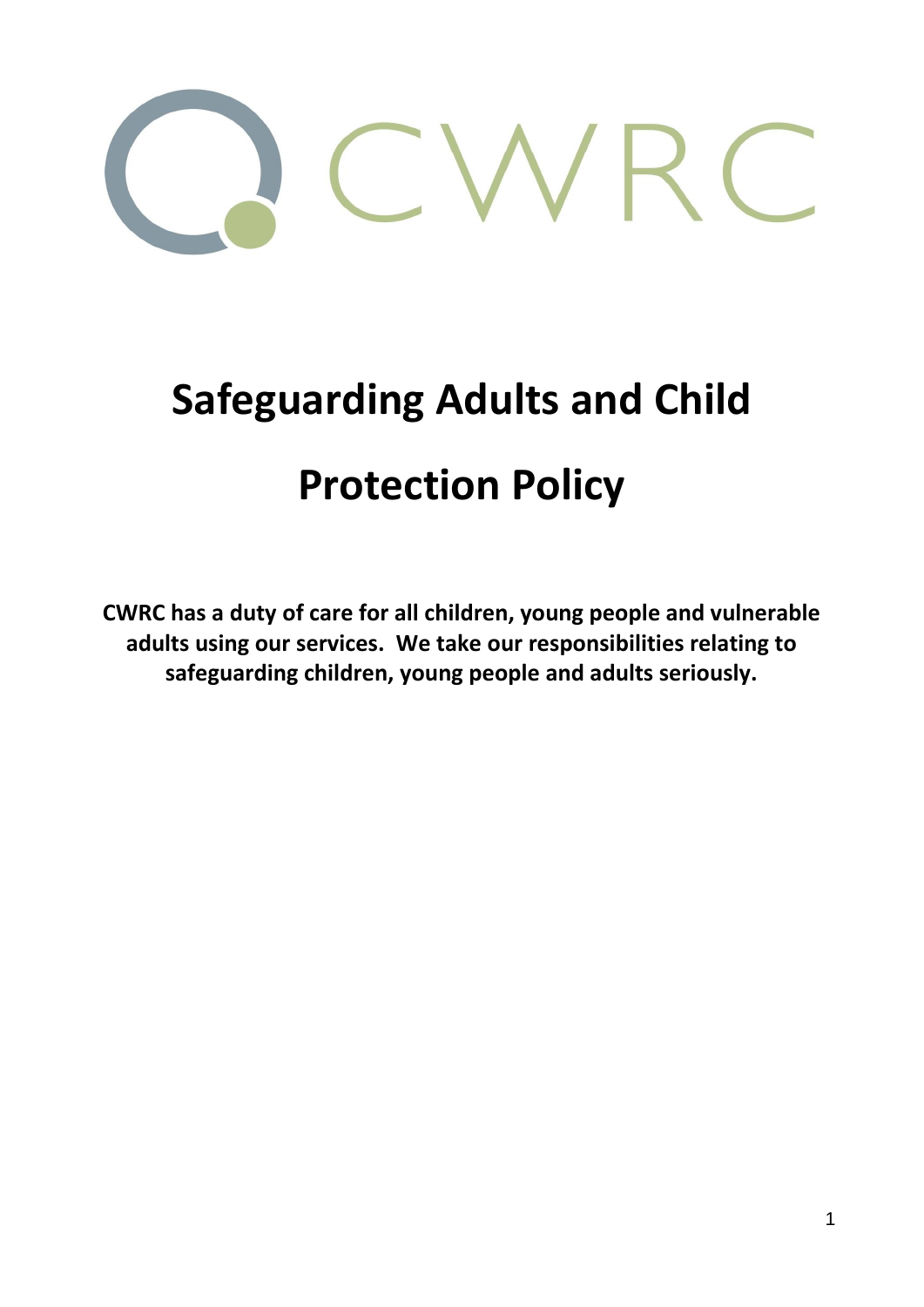CWRC

# Safeguarding Adults and Child Protection Policy

**CWRC has a duty of care for all children, young people and vulnerable adults using our services. We take our responsibilities relating to safeguarding children, young people and adults seriously.**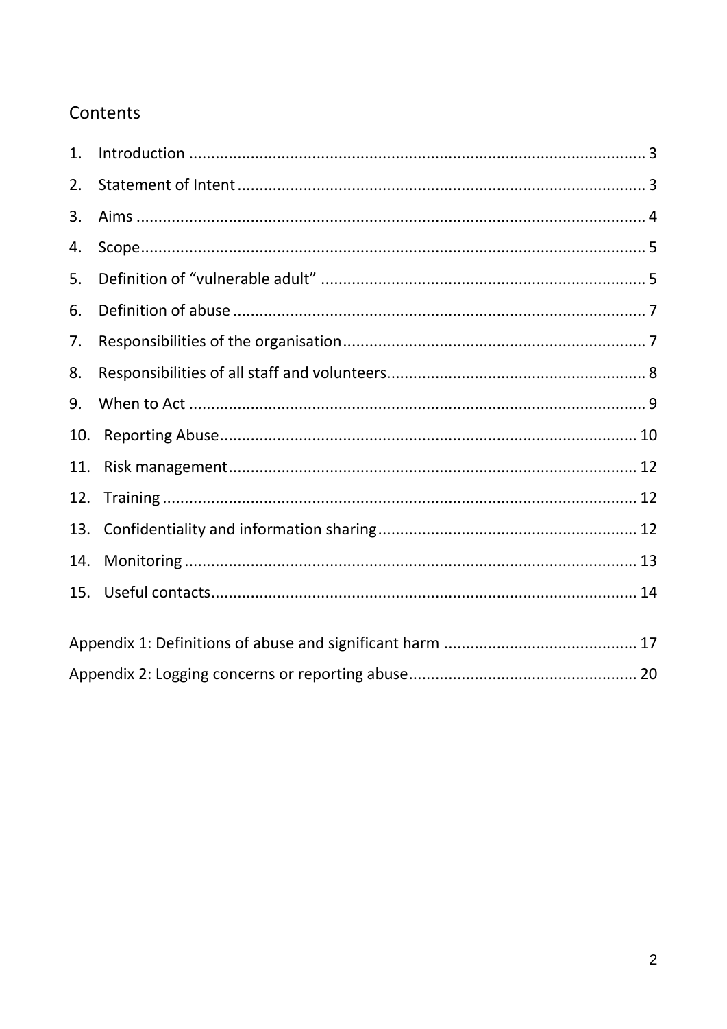## Contents

1. Introduction ........................................................................................................ 3
2. Statement of Intent ............................................................................................ 3
3. Aims .................................................................................................................... 4
4. Scope ................................................................................................................... 5
5. Definition of “vulnerable adult” ......................................................................... 5
6. Definition of abuse ............................................................................................. 7
7. Responsibilities of the organisation .................................................................... 7
8. Responsibilities of all staff and volunteers .......................................................... 8
9. When to Act ........................................................................................................ 9
10. Reporting Abuse ............................................................................................... 10
11. Risk management ............................................................................................. 12
12. Training ............................................................................................................ 12
13. Confidentiality and information sharing .......................................................... 12
14. Monitoring ....................................................................................................... 13
15. Useful contacts ................................................................................................. 14

Appendix 1: Definitions of abuse and significant harm ........................................... 17

Appendix 2: Logging concerns or reporting abuse ................................................... 20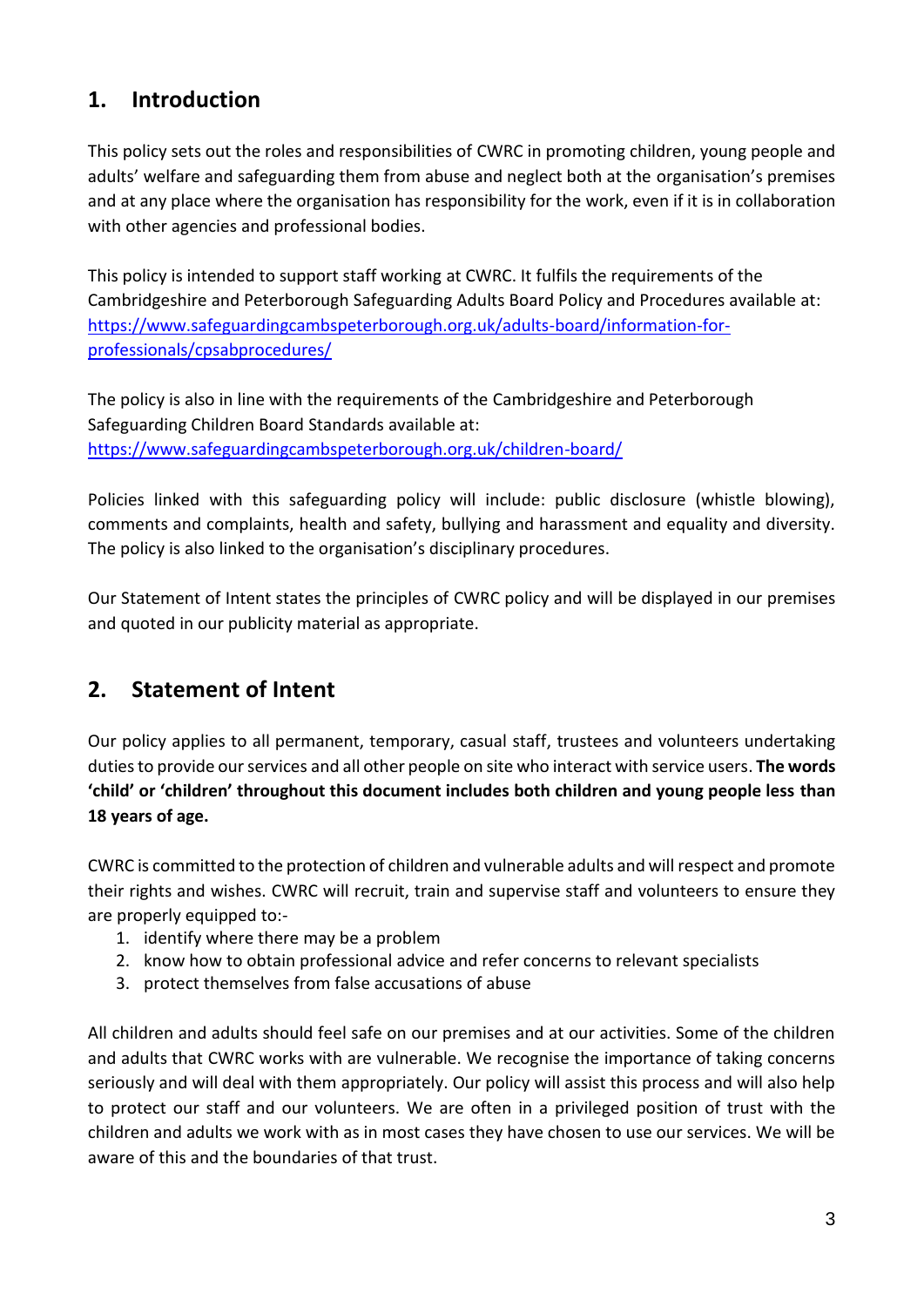## 1. Introduction

This policy sets out the roles and responsibilities of CWRC in promoting children, young people and adults' welfare and safeguarding them from abuse and neglect both at the organisation's premises and at any place where the organisation has responsibility for the work, even if it is in collaboration with other agencies and professional bodies.

This policy is intended to support staff working at CWRC. It fulfils the requirements of the Cambridgeshire and Peterborough Safeguarding Adults Board Policy and Procedures available at: [https://www.safeguardingcambspeterborough.org.uk/adults-board/information-for-professionals/cpsabprocedures/](https://www.safeguardingcambspeterborough.org.uk/adults-board/information-for-professionals/cpsabprocedures/)

The policy is also in line with the requirements of the Cambridgeshire and Peterborough Safeguarding Children Board Standards available at: [https://www.safeguardingcambspeterborough.org.uk/children-board/](https://www.safeguardingcambspeterborough.org.uk/children-board/)

Policies linked with this safeguarding policy will include: public disclosure (whistle blowing), comments and complaints, health and safety, bullying and harassment and equality and diversity. The policy is also linked to the organisation's disciplinary procedures.

Our Statement of Intent states the principles of CWRC policy and will be displayed in our premises and quoted in our publicity material as appropriate.

## 2. Statement of Intent

Our policy applies to all permanent, temporary, casual staff, trustees and volunteers undertaking duties to provide our services and all other people on site who interact with service users. **The words 'child' or 'children' throughout this document includes both children and young people less than 18 years of age.**

CWRC is committed to the protection of children and vulnerable adults and will respect and promote their rights and wishes. CWRC will recruit, train and supervise staff and volunteers to ensure they are properly equipped to:-

1. identify where there may be a problem
2. know how to obtain professional advice and refer concerns to relevant specialists
3. protect themselves from false accusations of abuse

All children and adults should feel safe on our premises and at our activities. Some of the children and adults that CWRC works with are vulnerable. We recognise the importance of taking concerns seriously and will deal with them appropriately. Our policy will assist this process and will also help to protect our staff and our volunteers. We are often in a privileged position of trust with the children and adults we work with as in most cases they have chosen to use our services. We will be aware of this and the boundaries of that trust.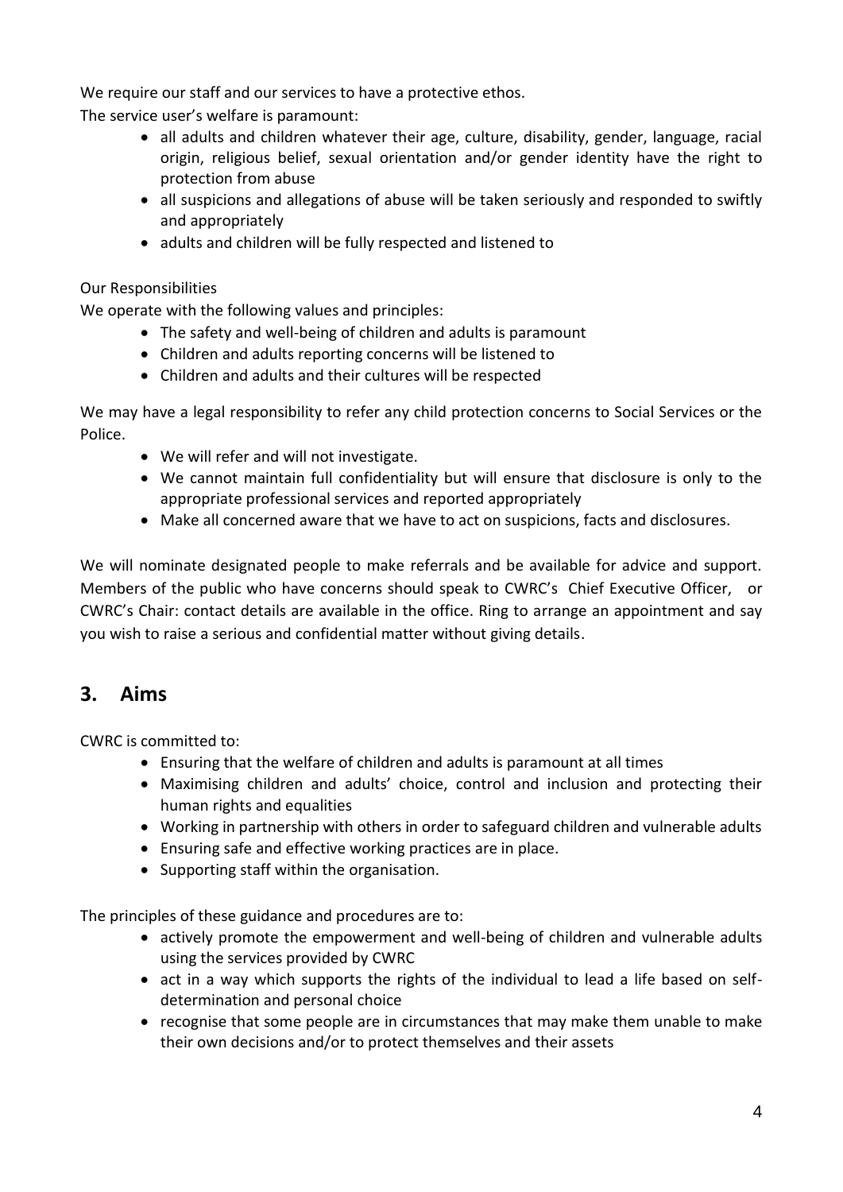We require our staff and our services to have a protective ethos.

The service user's welfare is paramount:

- all adults and children whatever their age, culture, disability, gender, language, racial origin, religious belief, sexual orientation and/or gender identity have the right to protection from abuse
- all suspicions and allegations of abuse will be taken seriously and responded to swiftly and appropriately
- adults and children will be fully respected and listened to

Our Responsibilities

We operate with the following values and principles:

- The safety and well-being of children and adults is paramount
- Children and adults reporting concerns will be listened to
- Children and adults and their cultures will be respected

We may have a legal responsibility to refer any child protection concerns to Social Services or the Police.

- We will refer and will not investigate.
- We cannot maintain full confidentiality but will ensure that disclosure is only to the appropriate professional services and reported appropriately
- Make all concerned aware that we have to act on suspicions, facts and disclosures.

We will nominate designated people to make referrals and be available for advice and support. Members of the public who have concerns should speak to CWRC's Chief Executive Officer, or CWRC's Chair: contact details are available in the office. Ring to arrange an appointment and say you wish to raise a serious and confidential matter without giving details.

## 3. Aims

CWRC is committed to:

- Ensuring that the welfare of children and adults is paramount at all times
- Maximising children and adults' choice, control and inclusion and protecting their human rights and equalities
- Working in partnership with others in order to safeguard children and vulnerable adults
- Ensuring safe and effective working practices are in place.
- Supporting staff within the organisation.

The principles of these guidance and procedures are to:

- actively promote the empowerment and well-being of children and vulnerable adults using the services provided by CWRC
- act in a way which supports the rights of the individual to lead a life based on self-determination and personal choice
- recognise that some people are in circumstances that may make them unable to make their own decisions and/or to protect themselves and their assets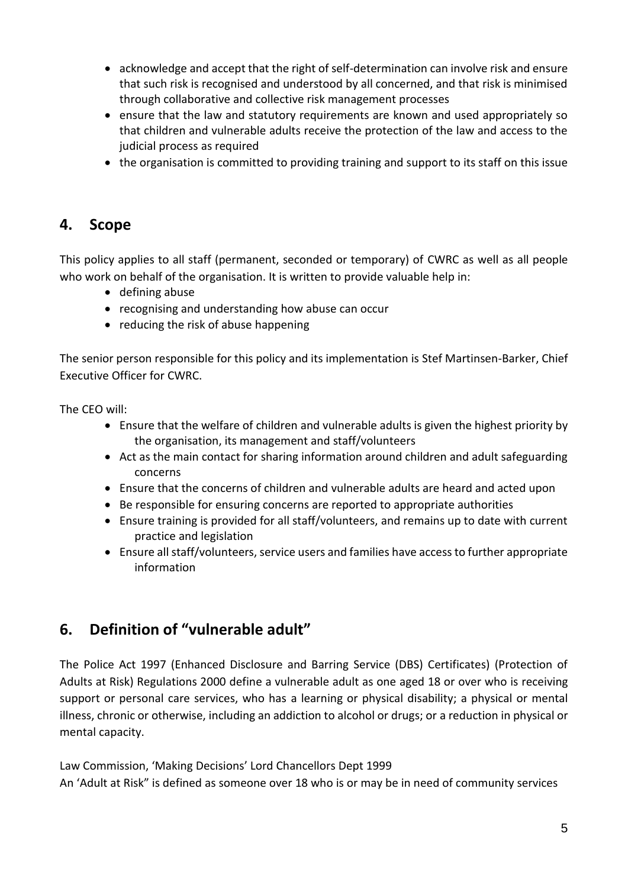- acknowledge and accept that the right of self-determination can involve risk and ensure that such risk is recognised and understood by all concerned, and that risk is minimised through collaborative and collective risk management processes
- ensure that the law and statutory requirements are known and used appropriately so that children and vulnerable adults receive the protection of the law and access to the judicial process as required
- the organisation is committed to providing training and support to its staff on this issue

## 4. Scope

This policy applies to all staff (permanent, seconded or temporary) of CWRC as well as all people who work on behalf of the organisation. It is written to provide valuable help in:

- defining abuse
- recognising and understanding how abuse can occur
- reducing the risk of abuse happening

The senior person responsible for this policy and its implementation is Stef Martinsen-Barker, Chief Executive Officer for CWRC.

The CEO will:

- Ensure that the welfare of children and vulnerable adults is given the highest priority by the organisation, its management and staff/volunteers
- Act as the main contact for sharing information around children and adult safeguarding concerns
- Ensure that the concerns of children and vulnerable adults are heard and acted upon
- Be responsible for ensuring concerns are reported to appropriate authorities
- Ensure training is provided for all staff/volunteers, and remains up to date with current practice and legislation
- Ensure all staff/volunteers, service users and families have access to further appropriate information

## 6. Definition of "vulnerable adult"

The Police Act 1997 (Enhanced Disclosure and Barring Service (DBS) Certificates) (Protection of Adults at Risk) Regulations 2000 define a vulnerable adult as one aged 18 or over who is receiving support or personal care services, who has a learning or physical disability; a physical or mental illness, chronic or otherwise, including an addiction to alcohol or drugs; or a reduction in physical or mental capacity.

Law Commission, 'Making Decisions' Lord Chancellors Dept 1999
An 'Adult at Risk" is defined as someone over 18 who is or may be in need of community services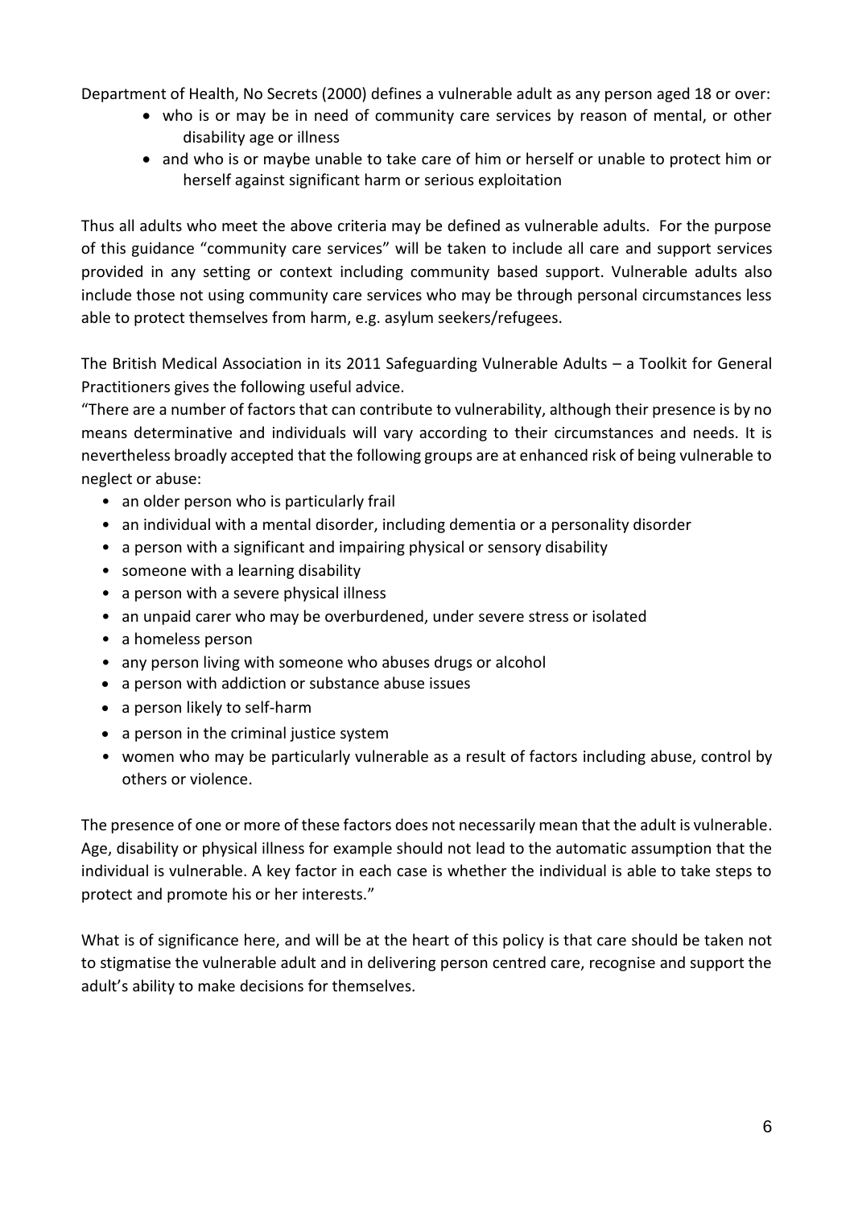Department of Health, No Secrets (2000) defines a vulnerable adult as any person aged 18 or over:

- who is or may be in need of community care services by reason of mental, or other disability age or illness
- and who is or maybe unable to take care of him or herself or unable to protect him or herself against significant harm or serious exploitation

Thus all adults who meet the above criteria may be defined as vulnerable adults. For the purpose of this guidance "community care services" will be taken to include all care and support services provided in any setting or context including community based support. Vulnerable adults also include those not using community care services who may be through personal circumstances less able to protect themselves from harm, e.g. asylum seekers/refugees.

The British Medical Association in its 2011 Safeguarding Vulnerable Adults – a Toolkit for General Practitioners gives the following useful advice.

"There are a number of factors that can contribute to vulnerability, although their presence is by no means determinative and individuals will vary according to their circumstances and needs. It is nevertheless broadly accepted that the following groups are at enhanced risk of being vulnerable to neglect or abuse:

- an older person who is particularly frail
- an individual with a mental disorder, including dementia or a personality disorder
- a person with a significant and impairing physical or sensory disability
- someone with a learning disability
- a person with a severe physical illness
- an unpaid carer who may be overburdened, under severe stress or isolated
- a homeless person
- any person living with someone who abuses drugs or alcohol
- a person with addiction or substance abuse issues
- a person likely to self-harm
- a person in the criminal justice system
- women who may be particularly vulnerable as a result of factors including abuse, control by others or violence.

The presence of one or more of these factors does not necessarily mean that the adult is vulnerable. Age, disability or physical illness for example should not lead to the automatic assumption that the individual is vulnerable. A key factor in each case is whether the individual is able to take steps to protect and promote his or her interests."

What is of significance here, and will be at the heart of this policy is that care should be taken not to stigmatise the vulnerable adult and in delivering person centred care, recognise and support the adult's ability to make decisions for themselves.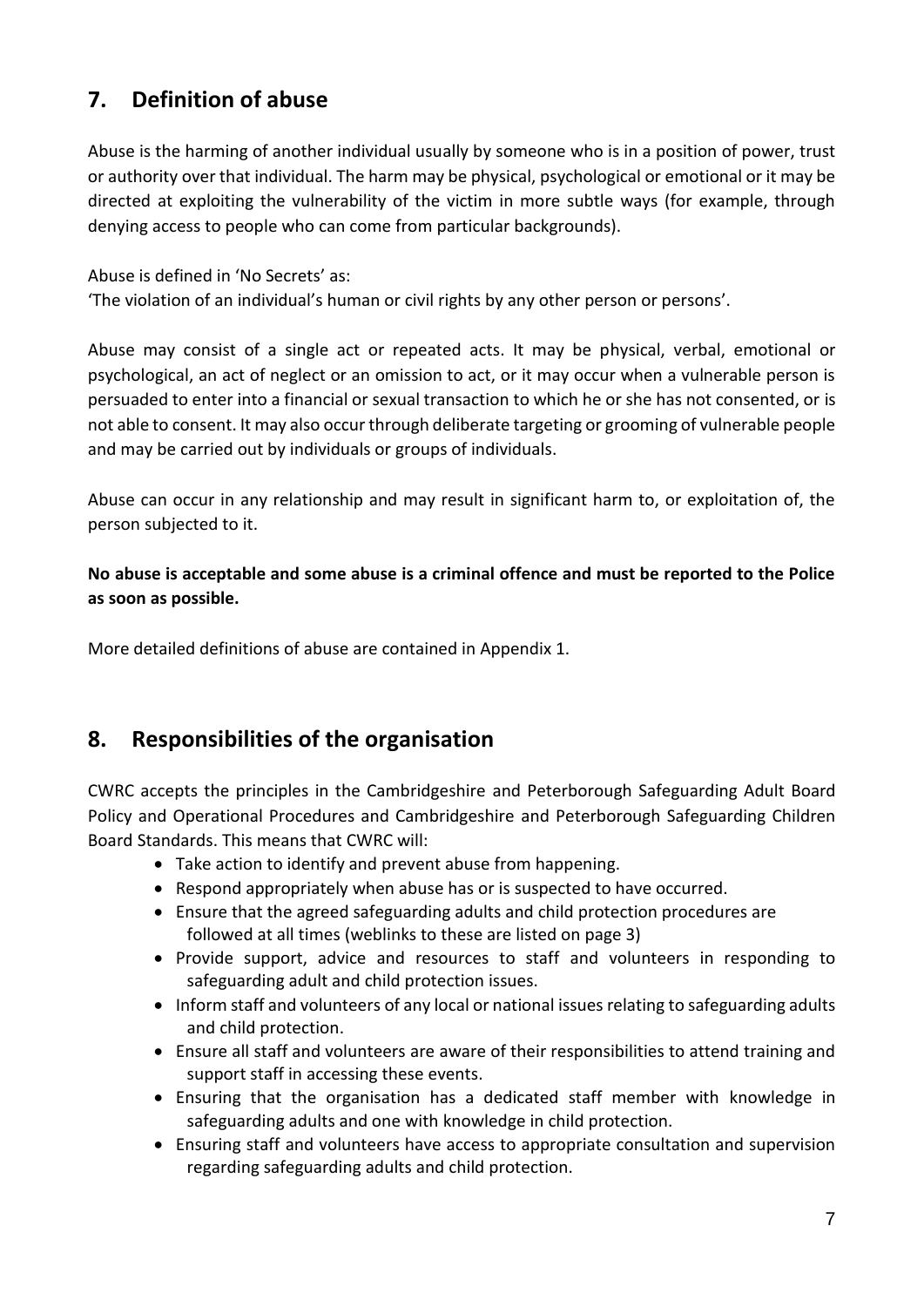## 7. Definition of abuse

Abuse is the harming of another individual usually by someone who is in a position of power, trust or authority over that individual. The harm may be physical, psychological or emotional or it may be directed at exploiting the vulnerability of the victim in more subtle ways (for example, through denying access to people who can come from particular backgrounds).

Abuse is defined in 'No Secrets' as:
'The violation of an individual's human or civil rights by any other person or persons'.

Abuse may consist of a single act or repeated acts. It may be physical, verbal, emotional or psychological, an act of neglect or an omission to act, or it may occur when a vulnerable person is persuaded to enter into a financial or sexual transaction to which he or she has not consented, or is not able to consent. It may also occur through deliberate targeting or grooming of vulnerable people and may be carried out by individuals or groups of individuals.

Abuse can occur in any relationship and may result in significant harm to, or exploitation of, the person subjected to it.

**No abuse is acceptable and some abuse is a criminal offence and must be reported to the Police as soon as possible.**

More detailed definitions of abuse are contained in Appendix 1.

## 8. Responsibilities of the organisation

CWRC accepts the principles in the Cambridgeshire and Peterborough Safeguarding Adult Board Policy and Operational Procedures and Cambridgeshire and Peterborough Safeguarding Children Board Standards. This means that CWRC will:

- Take action to identify and prevent abuse from happening.
- Respond appropriately when abuse has or is suspected to have occurred.
- Ensure that the agreed safeguarding adults and child protection procedures are followed at all times (weblinks to these are listed on page 3)
- Provide support, advice and resources to staff and volunteers in responding to safeguarding adult and child protection issues.
- Inform staff and volunteers of any local or national issues relating to safeguarding adults and child protection.
- Ensure all staff and volunteers are aware of their responsibilities to attend training and support staff in accessing these events.
- Ensuring that the organisation has a dedicated staff member with knowledge in safeguarding adults and one with knowledge in child protection.
- Ensuring staff and volunteers have access to appropriate consultation and supervision regarding safeguarding adults and child protection.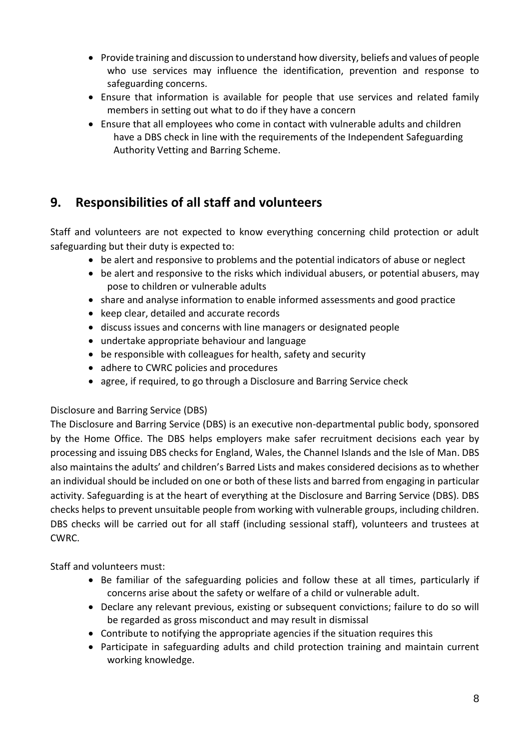- Provide training and discussion to understand how diversity, beliefs and values of people who use services may influence the identification, prevention and response to safeguarding concerns.
- Ensure that information is available for people that use services and related family members in setting out what to do if they have a concern
- Ensure that all employees who come in contact with vulnerable adults and children have a DBS check in line with the requirements of the Independent Safeguarding Authority Vetting and Barring Scheme.

## 9. Responsibilities of all staff and volunteers

Staff and volunteers are not expected to know everything concerning child protection or adult safeguarding but their duty is expected to:

- be alert and responsive to problems and the potential indicators of abuse or neglect
- be alert and responsive to the risks which individual abusers, or potential abusers, may pose to children or vulnerable adults
- share and analyse information to enable informed assessments and good practice
- keep clear, detailed and accurate records
- discuss issues and concerns with line managers or designated people
- undertake appropriate behaviour and language
- be responsible with colleagues for health, safety and security
- adhere to CWRC policies and procedures
- agree, if required, to go through a Disclosure and Barring Service check

Disclosure and Barring Service (DBS)

The Disclosure and Barring Service (DBS) is an executive non-departmental public body, sponsored by the Home Office. The DBS helps employers make safer recruitment decisions each year by processing and issuing DBS checks for England, Wales, the Channel Islands and the Isle of Man. DBS also maintains the adults' and children's Barred Lists and makes considered decisions as to whether an individual should be included on one or both of these lists and barred from engaging in particular activity. Safeguarding is at the heart of everything at the Disclosure and Barring Service (DBS). DBS checks helps to prevent unsuitable people from working with vulnerable groups, including children. DBS checks will be carried out for all staff (including sessional staff), volunteers and trustees at CWRC.

Staff and volunteers must:

- Be familiar of the safeguarding policies and follow these at all times, particularly if concerns arise about the safety or welfare of a child or vulnerable adult.
- Declare any relevant previous, existing or subsequent convictions; failure to do so will be regarded as gross misconduct and may result in dismissal
- Contribute to notifying the appropriate agencies if the situation requires this
- Participate in safeguarding adults and child protection training and maintain current working knowledge.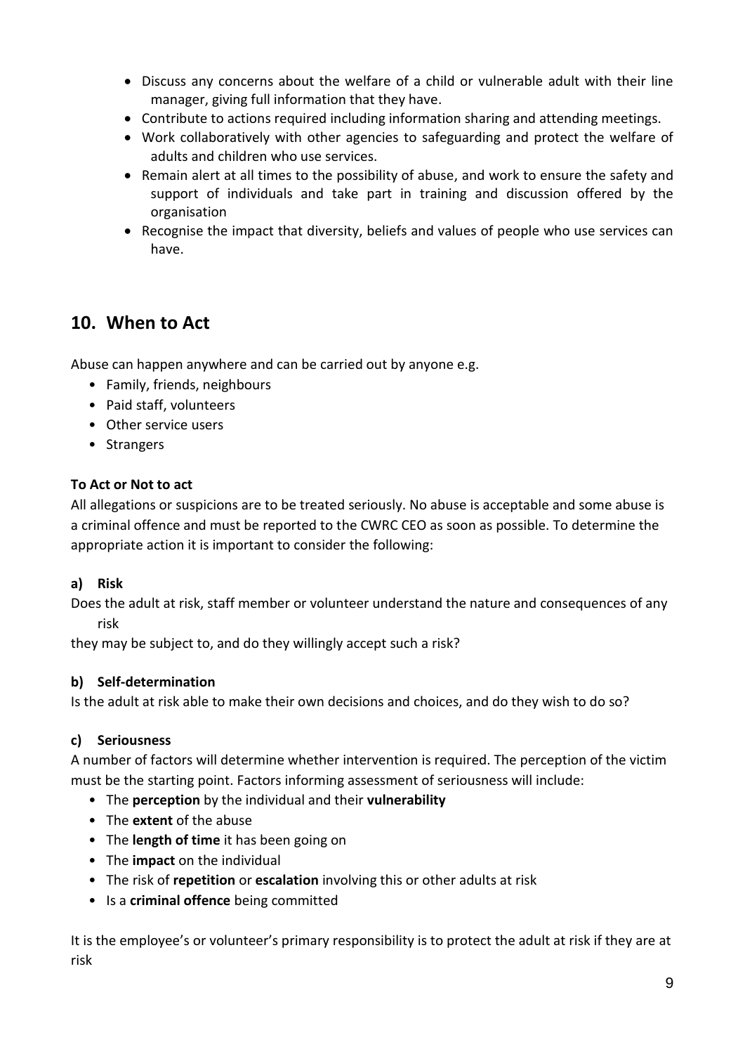- Discuss any concerns about the welfare of a child or vulnerable adult with their line manager, giving full information that they have.
- Contribute to actions required including information sharing and attending meetings.
- Work collaboratively with other agencies to safeguarding and protect the welfare of adults and children who use services.
- Remain alert at all times to the possibility of abuse, and work to ensure the safety and support of individuals and take part in training and discussion offered by the organisation
- Recognise the impact that diversity, beliefs and values of people who use services can have.

## 10. When to Act

Abuse can happen anywhere and can be carried out by anyone e.g.

- Family, friends, neighbours
- Paid staff, volunteers
- Other service users
- Strangers

**To Act or Not to act**

All allegations or suspicions are to be treated seriously. No abuse is acceptable and some abuse is a criminal offence and must be reported to the CWRC CEO as soon as possible. To determine the appropriate action it is important to consider the following:

**a) Risk**

Does the adult at risk, staff member or volunteer understand the nature and consequences of any risk
they may be subject to, and do they willingly accept such a risk?

**b) Self-determination**

Is the adult at risk able to make their own decisions and choices, and do they wish to do so?

**c) Seriousness**

A number of factors will determine whether intervention is required. The perception of the victim must be the starting point. Factors informing assessment of seriousness will include:

- The **perception** by the individual and their **vulnerability**
- The **extent** of the abuse
- The **length of time** it has been going on
- The **impact** on the individual
- The risk of **repetition** or **escalation** involving this or other adults at risk
- Is a **criminal offence** being committed

It is the employee's or volunteer's primary responsibility is to protect the adult at risk if they are at risk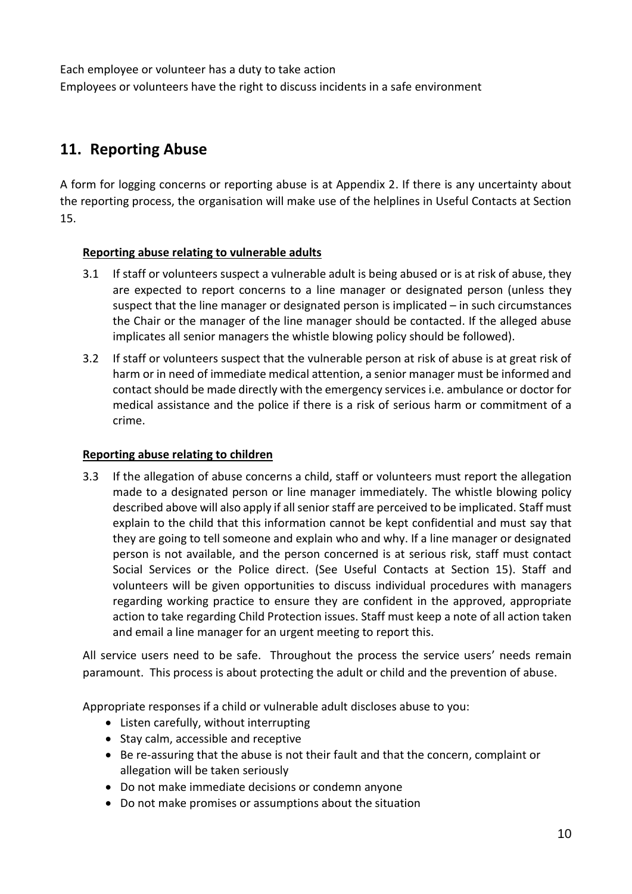Each employee or volunteer has a duty to take action
Employees or volunteers have the right to discuss incidents in a safe environment

## 11. Reporting Abuse

A form for logging concerns or reporting abuse is at Appendix 2. If there is any uncertainty about the reporting process, the organisation will make use of the helplines in Useful Contacts at Section 15.

**Reporting abuse relating to vulnerable adults**

3.1 If staff or volunteers suspect a vulnerable adult is being abused or is at risk of abuse, they are expected to report concerns to a line manager or designated person (unless they suspect that the line manager or designated person is implicated – in such circumstances the Chair or the manager of the line manager should be contacted. If the alleged abuse implicates all senior managers the whistle blowing policy should be followed).

3.2 If staff or volunteers suspect that the vulnerable person at risk of abuse is at great risk of harm or in need of immediate medical attention, a senior manager must be informed and contact should be made directly with the emergency services i.e. ambulance or doctor for medical assistance and the police if there is a risk of serious harm or commitment of a crime.

**Reporting abuse relating to children**

3.3 If the allegation of abuse concerns a child, staff or volunteers must report the allegation made to a designated person or line manager immediately. The whistle blowing policy described above will also apply if all senior staff are perceived to be implicated. Staff must explain to the child that this information cannot be kept confidential and must say that they are going to tell someone and explain who and why. If a line manager or designated person is not available, and the person concerned is at serious risk, staff must contact Social Services or the Police direct. (See Useful Contacts at Section 15). Staff and volunteers will be given opportunities to discuss individual procedures with managers regarding working practice to ensure they are confident in the approved, appropriate action to take regarding Child Protection issues. Staff must keep a note of all action taken and email a line manager for an urgent meeting to report this.

All service users need to be safe. Throughout the process the service users' needs remain paramount. This process is about protecting the adult or child and the prevention of abuse.

Appropriate responses if a child or vulnerable adult discloses abuse to you:

- Listen carefully, without interrupting
- Stay calm, accessible and receptive
- Be re-assuring that the abuse is not their fault and that the concern, complaint or allegation will be taken seriously
- Do not make immediate decisions or condemn anyone
- Do not make promises or assumptions about the situation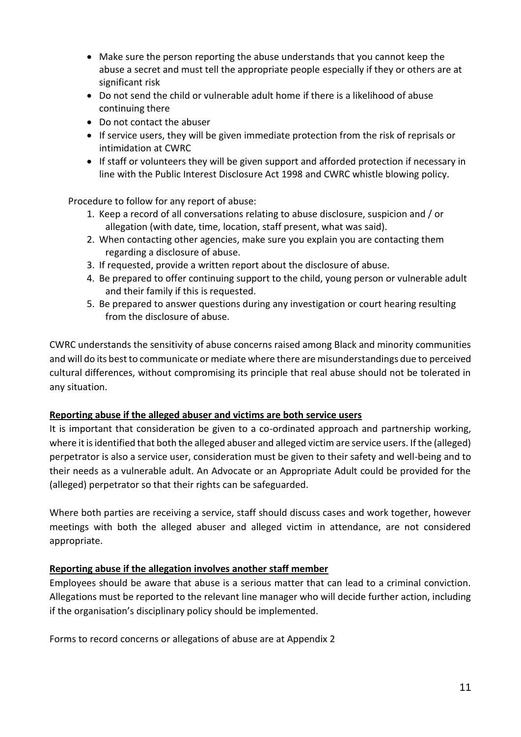- Make sure the person reporting the abuse understands that you cannot keep the abuse a secret and must tell the appropriate people especially if they or others are at significant risk
- Do not send the child or vulnerable adult home if there is a likelihood of abuse continuing there
- Do not contact the abuser
- If service users, they will be given immediate protection from the risk of reprisals or intimidation at CWRC
- If staff or volunteers they will be given support and afforded protection if necessary in line with the Public Interest Disclosure Act 1998 and CWRC whistle blowing policy.

Procedure to follow for any report of abuse:

1. Keep a record of all conversations relating to abuse disclosure, suspicion and / or allegation (with date, time, location, staff present, what was said).
2. When contacting other agencies, make sure you explain you are contacting them regarding a disclosure of abuse.
3. If requested, provide a written report about the disclosure of abuse.
4. Be prepared to offer continuing support to the child, young person or vulnerable adult and their family if this is requested.
5. Be prepared to answer questions during any investigation or court hearing resulting from the disclosure of abuse.

CWRC understands the sensitivity of abuse concerns raised among Black and minority communities and will do its best to communicate or mediate where there are misunderstandings due to perceived cultural differences, without compromising its principle that real abuse should not be tolerated in any situation.

**Reporting abuse if the alleged abuser and victims are both service users**

It is important that consideration be given to a co-ordinated approach and partnership working, where it is identified that both the alleged abuser and alleged victim are service users. If the (alleged) perpetrator is also a service user, consideration must be given to their safety and well-being and to their needs as a vulnerable adult. An Advocate or an Appropriate Adult could be provided for the (alleged) perpetrator so that their rights can be safeguarded.

Where both parties are receiving a service, staff should discuss cases and work together, however meetings with both the alleged abuser and alleged victim in attendance, are not considered appropriate.

**Reporting abuse if the allegation involves another staff member**

Employees should be aware that abuse is a serious matter that can lead to a criminal conviction. Allegations must be reported to the relevant line manager who will decide further action, including if the organisation's disciplinary policy should be implemented.

Forms to record concerns or allegations of abuse are at Appendix 2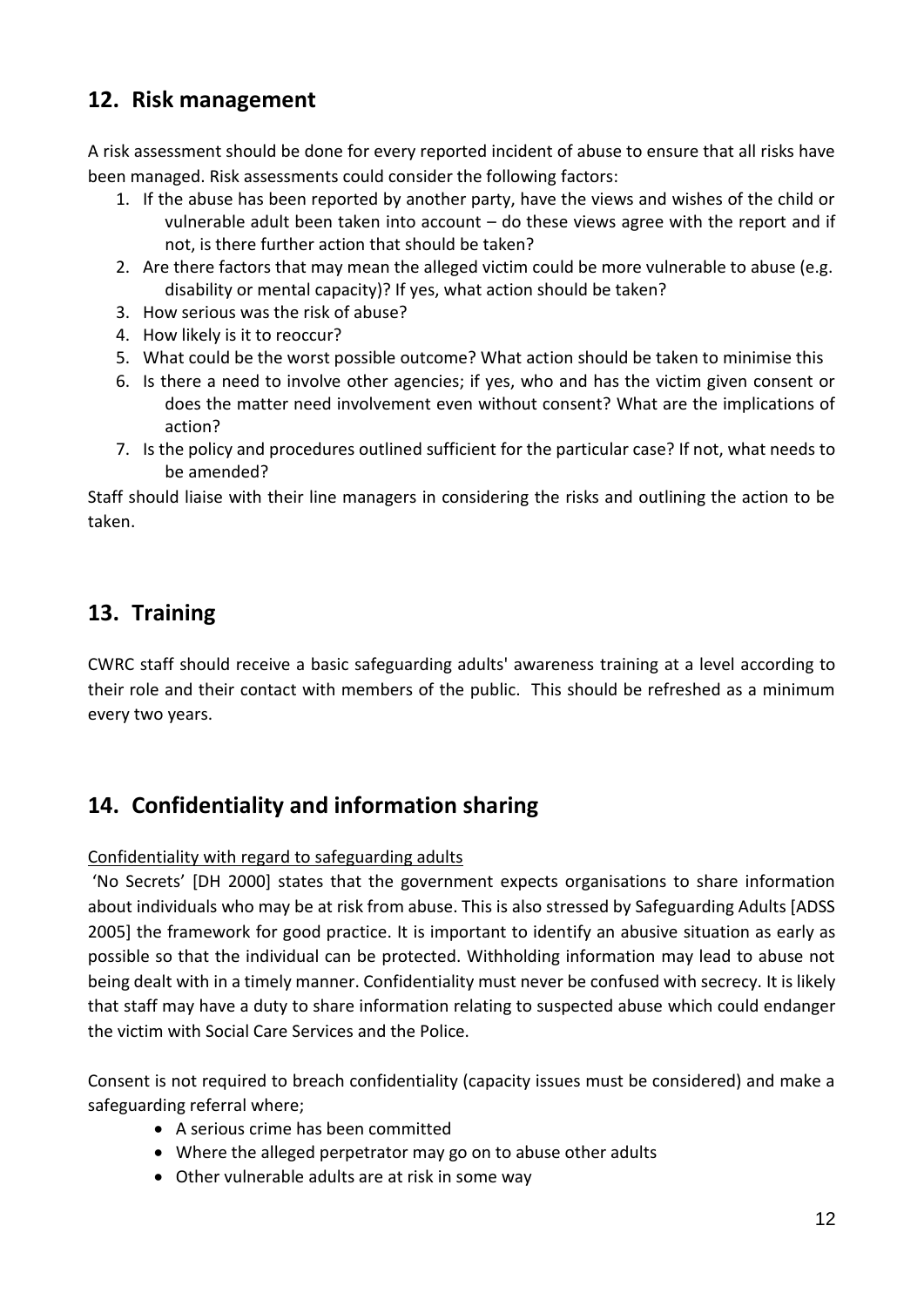## 12. Risk management

A risk assessment should be done for every reported incident of abuse to ensure that all risks have been managed. Risk assessments could consider the following factors:

1. If the abuse has been reported by another party, have the views and wishes of the child or vulnerable adult been taken into account – do these views agree with the report and if not, is there further action that should be taken?
2. Are there factors that may mean the alleged victim could be more vulnerable to abuse (e.g. disability or mental capacity)? If yes, what action should be taken?
3. How serious was the risk of abuse?
4. How likely is it to reoccur?
5. What could be the worst possible outcome? What action should be taken to minimise this
6. Is there a need to involve other agencies; if yes, who and has the victim given consent or does the matter need involvement even without consent? What are the implications of action?
7. Is the policy and procedures outlined sufficient for the particular case? If not, what needs to be amended?

Staff should liaise with their line managers in considering the risks and outlining the action to be taken.

## 13. Training

CWRC staff should receive a basic safeguarding adults' awareness training at a level according to their role and their contact with members of the public. This should be refreshed as a minimum every two years.

## 14. Confidentiality and information sharing

<u>Confidentiality with regard to safeguarding adults</u>

'No Secrets' [DH 2000] states that the government expects organisations to share information about individuals who may be at risk from abuse. This is also stressed by Safeguarding Adults [ADSS 2005] the framework for good practice. It is important to identify an abusive situation as early as possible so that the individual can be protected. Withholding information may lead to abuse not being dealt with in a timely manner. Confidentiality must never be confused with secrecy. It is likely that staff may have a duty to share information relating to suspected abuse which could endanger the victim with Social Care Services and the Police.

Consent is not required to breach confidentiality (capacity issues must be considered) and make a safeguarding referral where;

- A serious crime has been committed
- Where the alleged perpetrator may go on to abuse other adults
- Other vulnerable adults are at risk in some way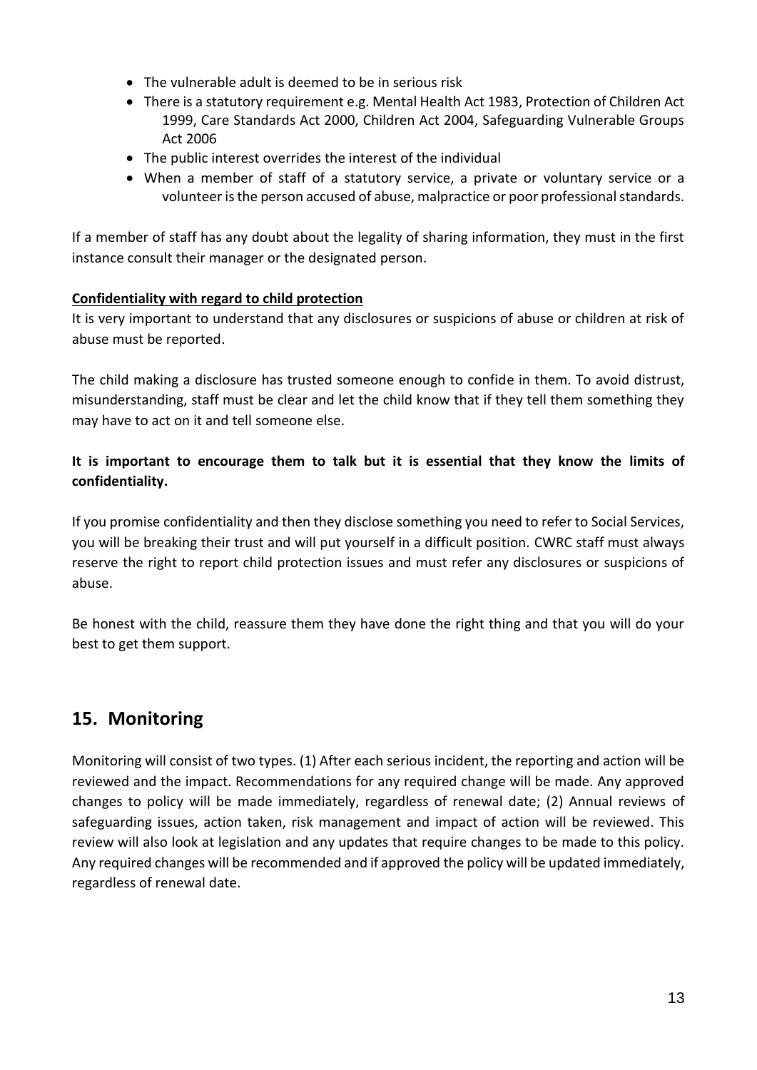- The vulnerable adult is deemed to be in serious risk
- There is a statutory requirement e.g. Mental Health Act 1983, Protection of Children Act 1999, Care Standards Act 2000, Children Act 2004, Safeguarding Vulnerable Groups Act 2006
- The public interest overrides the interest of the individual
- When a member of staff of a statutory service, a private or voluntary service or a volunteer is the person accused of abuse, malpractice or poor professional standards.

If a member of staff has any doubt about the legality of sharing information, they must in the first instance consult their manager or the designated person.

**Confidentiality with regard to child protection**

It is very important to understand that any disclosures or suspicions of abuse or children at risk of abuse must be reported.

The child making a disclosure has trusted someone enough to confide in them. To avoid distrust, misunderstanding, staff must be clear and let the child know that if they tell them something they may have to act on it and tell someone else.

**It is important to encourage them to talk but it is essential that they know the limits of confidentiality.**

If you promise confidentiality and then they disclose something you need to refer to Social Services, you will be breaking their trust and will put yourself in a difficult position. CWRC staff must always reserve the right to report child protection issues and must refer any disclosures or suspicions of abuse.

Be honest with the child, reassure them they have done the right thing and that you will do your best to get them support.

## 15. Monitoring

Monitoring will consist of two types. (1) After each serious incident, the reporting and action will be reviewed and the impact. Recommendations for any required change will be made. Any approved changes to policy will be made immediately, regardless of renewal date; (2) Annual reviews of safeguarding issues, action taken, risk management and impact of action will be reviewed. This review will also look at legislation and any updates that require changes to be made to this policy. Any required changes will be recommended and if approved the policy will be updated immediately, regardless of renewal date.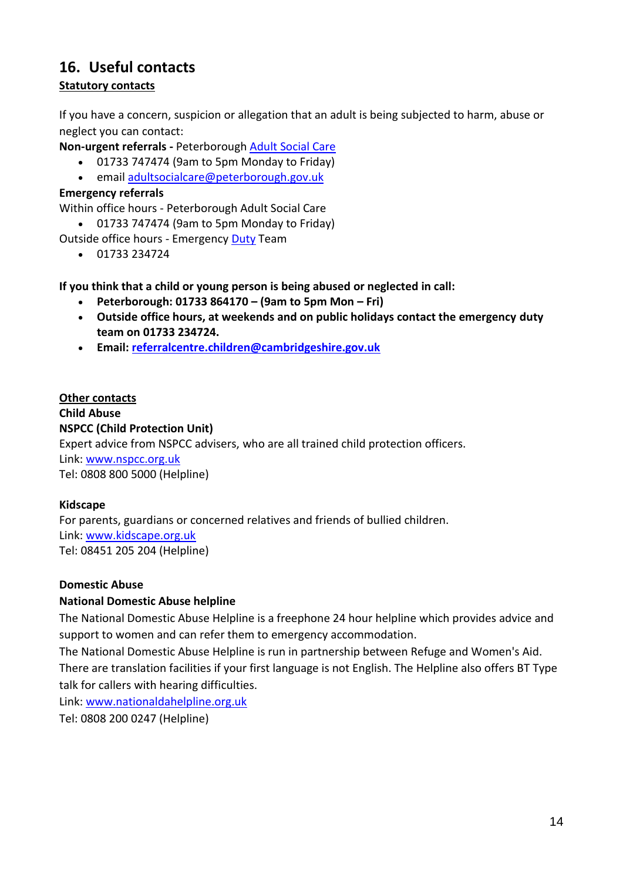## 16. Useful contacts

**Statutory contacts**

If you have a concern, suspicion or allegation that an adult is being subjected to harm, abuse or neglect you can contact:

**Non-urgent referrals -** Peterborough Adult Social Care

- 01733 747474 (9am to 5pm Monday to Friday)
- email adultsocialcare@peterborough.gov.uk

**Emergency referrals**

Within office hours - Peterborough Adult Social Care

- 01733 747474 (9am to 5pm Monday to Friday)

Outside office hours - Emergency Duty Team

- 01733 234724

**If you think that a child or young person is being abused or neglected in call:**

- **Peterborough: 01733 864170 – (9am to 5pm Mon – Fri)**
- **Outside office hours, at weekends and on public holidays contact the emergency duty team on 01733 234724.**
- **Email: referralcentre.children@cambridgeshire.gov.uk**

**Other contacts**

**Child Abuse**

**NSPCC (Child Protection Unit)**

Expert advice from NSPCC advisers, who are all trained child protection officers.
Link: www.nspcc.org.uk
Tel: 0808 800 5000 (Helpline)

**Kidscape**

For parents, guardians or concerned relatives and friends of bullied children.
Link: www.kidscape.org.uk
Tel: 08451 205 204 (Helpline)

**Domestic Abuse**

**National Domestic Abuse helpline**

The National Domestic Abuse Helpline is a freephone 24 hour helpline which provides advice and support to women and can refer them to emergency accommodation.
The National Domestic Abuse Helpline is run in partnership between Refuge and Women's Aid. There are translation facilities if your first language is not English. The Helpline also offers BT Type talk for callers with hearing difficulties.
Link: www.nationaldahelpline.org.uk
Tel: 0808 200 0247 (Helpline)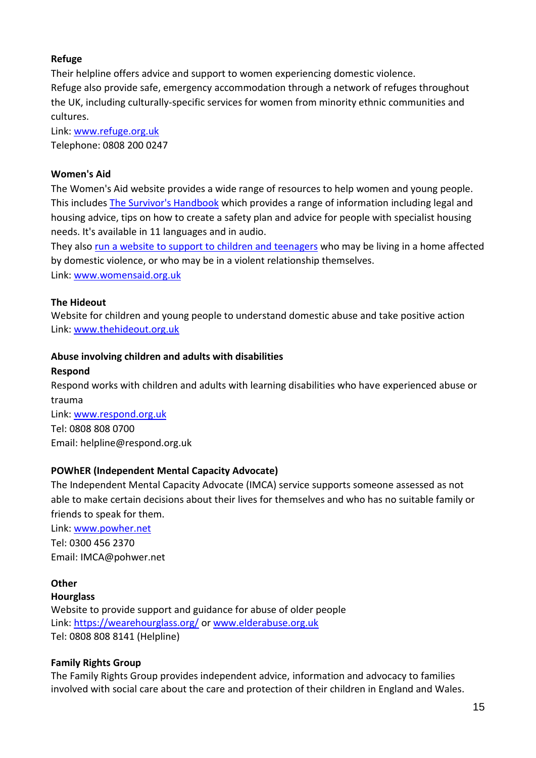**Refuge**

Their helpline offers advice and support to women experiencing domestic violence.
Refuge also provide safe, emergency accommodation through a network of refuges throughout the UK, including culturally-specific services for women from minority ethnic communities and cultures.

Link: [www.refuge.org.uk](http://www.refuge.org.uk)
Telephone: 0808 200 0247

**Women's Aid**

The Women's Aid website provides a wide range of resources to help women and young people. This includes The Survivor's Handbook which provides a range of information including legal and housing advice, tips on how to create a safety plan and advice for people with specialist housing needs. It's available in 11 languages and in audio.
They also run a website to support children and teenagers who may be living in a home affected by domestic violence, or who may be in a violent relationship themselves.
Link: [www.womensaid.org.uk](http://www.womensaid.org.uk)

**The Hideout**

Website for children and young people to understand domestic abuse and take positive action
Link: [www.thehideout.org.uk](http://www.thehideout.org.uk)

**Abuse involving children and adults with disabilities**

**Respond**

Respond works with children and adults with learning disabilities who have experienced abuse or trauma
Link: [www.respond.org.uk](http://www.respond.org.uk)
Tel: 0808 808 0700
Email: helpline@respond.org.uk

**POWhER (Independent Mental Capacity Advocate)**

The Independent Mental Capacity Advocate (IMCA) service supports someone assessed as not able to make certain decisions about their lives for themselves and who has no suitable family or friends to speak for them.
Link: [www.powher.net](http://www.powher.net)
Tel: 0300 456 2370
Email: IMCA@pohwer.net

**Other**

**Hourglass**

Website to provide support and guidance for abuse of older people
Link: [https://wearehourglass.org/](https://wearehourglass.org/) or [www.elderabuse.org.uk](http://www.elderabuse.org.uk)
Tel: 0808 808 8141 (Helpline)

**Family Rights Group**

The Family Rights Group provides independent advice, information and advocacy to families involved with social care about the care and protection of their children in England and Wales.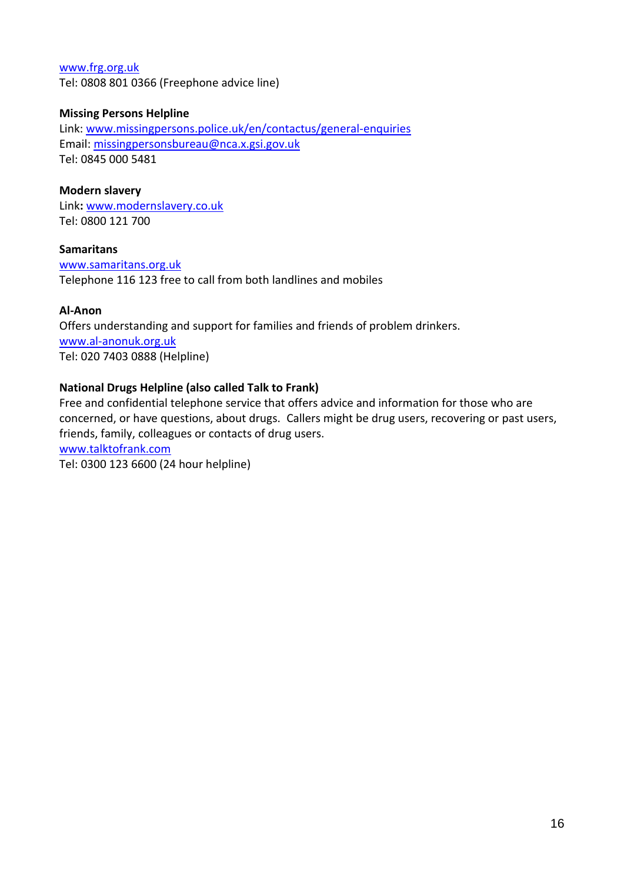www.frg.org.uk
Tel: 0808 801 0366 (Freephone advice line)

**Missing Persons Helpline**
Link: www.missingpersons.police.uk/en/contactus/general-enquiries
Email: missingpersonsbureau@nca.x.gsi.gov.uk
Tel: 0845 000 5481

**Modern slavery**
Link**:** www.modernslavery.co.uk
Tel: 0800 121 700

**Samaritans**
www.samaritans.org.uk
Telephone 116 123 free to call from both landlines and mobiles

**Al-Anon**
Offers understanding and support for families and friends of problem drinkers.
www.al-anonuk.org.uk
Tel: 020 7403 0888 (Helpline)

**National Drugs Helpline (also called Talk to Frank)**
Free and confidential telephone service that offers advice and information for those who are concerned, or have questions, about drugs. Callers might be drug users, recovering or past users, friends, family, colleagues or contacts of drug users.
www.talktofrank.com
Tel: 0300 123 6600 (24 hour helpline)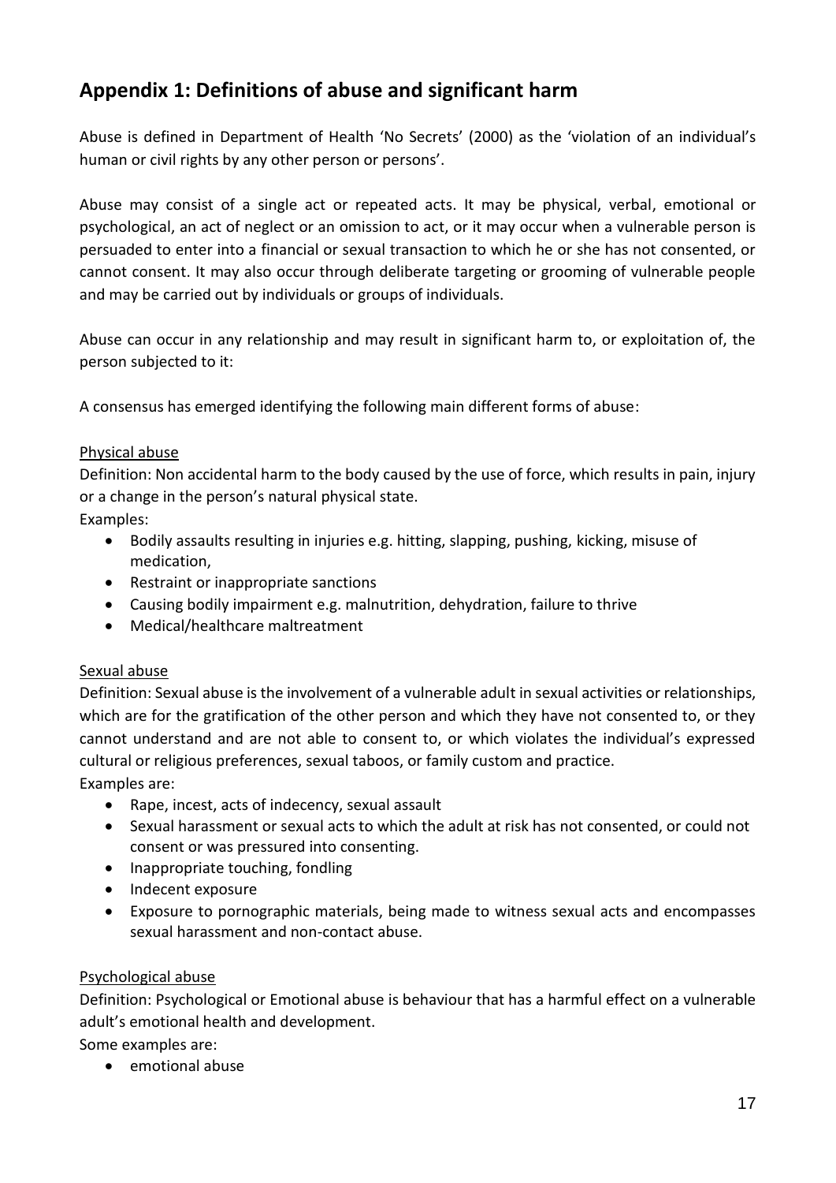## Appendix 1: Definitions of abuse and significant harm

Abuse is defined in Department of Health 'No Secrets' (2000) as the 'violation of an individual's human or civil rights by any other person or persons'.

Abuse may consist of a single act or repeated acts. It may be physical, verbal, emotional or psychological, an act of neglect or an omission to act, or it may occur when a vulnerable person is persuaded to enter into a financial or sexual transaction to which he or she has not consented, or cannot consent. It may also occur through deliberate targeting or grooming of vulnerable people and may be carried out by individuals or groups of individuals.

Abuse can occur in any relationship and may result in significant harm to, or exploitation of, the person subjected to it:

A consensus has emerged identifying the following main different forms of abuse:

Physical abuse

Definition: Non accidental harm to the body caused by the use of force, which results in pain, injury or a change in the person's natural physical state.

Examples:

- Bodily assaults resulting in injuries e.g. hitting, slapping, pushing, kicking, misuse of medication,
- Restraint or inappropriate sanctions
- Causing bodily impairment e.g. malnutrition, dehydration, failure to thrive
- Medical/healthcare maltreatment

Sexual abuse

Definition: Sexual abuse is the involvement of a vulnerable adult in sexual activities or relationships, which are for the gratification of the other person and which they have not consented to, or they cannot understand and are not able to consent to, or which violates the individual's expressed cultural or religious preferences, sexual taboos, or family custom and practice.

Examples are:

- Rape, incest, acts of indecency, sexual assault
- Sexual harassment or sexual acts to which the adult at risk has not consented, or could not consent or was pressured into consenting.
- Inappropriate touching, fondling
- Indecent exposure
- Exposure to pornographic materials, being made to witness sexual acts and encompasses sexual harassment and non-contact abuse.

Psychological abuse

Definition: Psychological or Emotional abuse is behaviour that has a harmful effect on a vulnerable adult's emotional health and development.

Some examples are:

- emotional abuse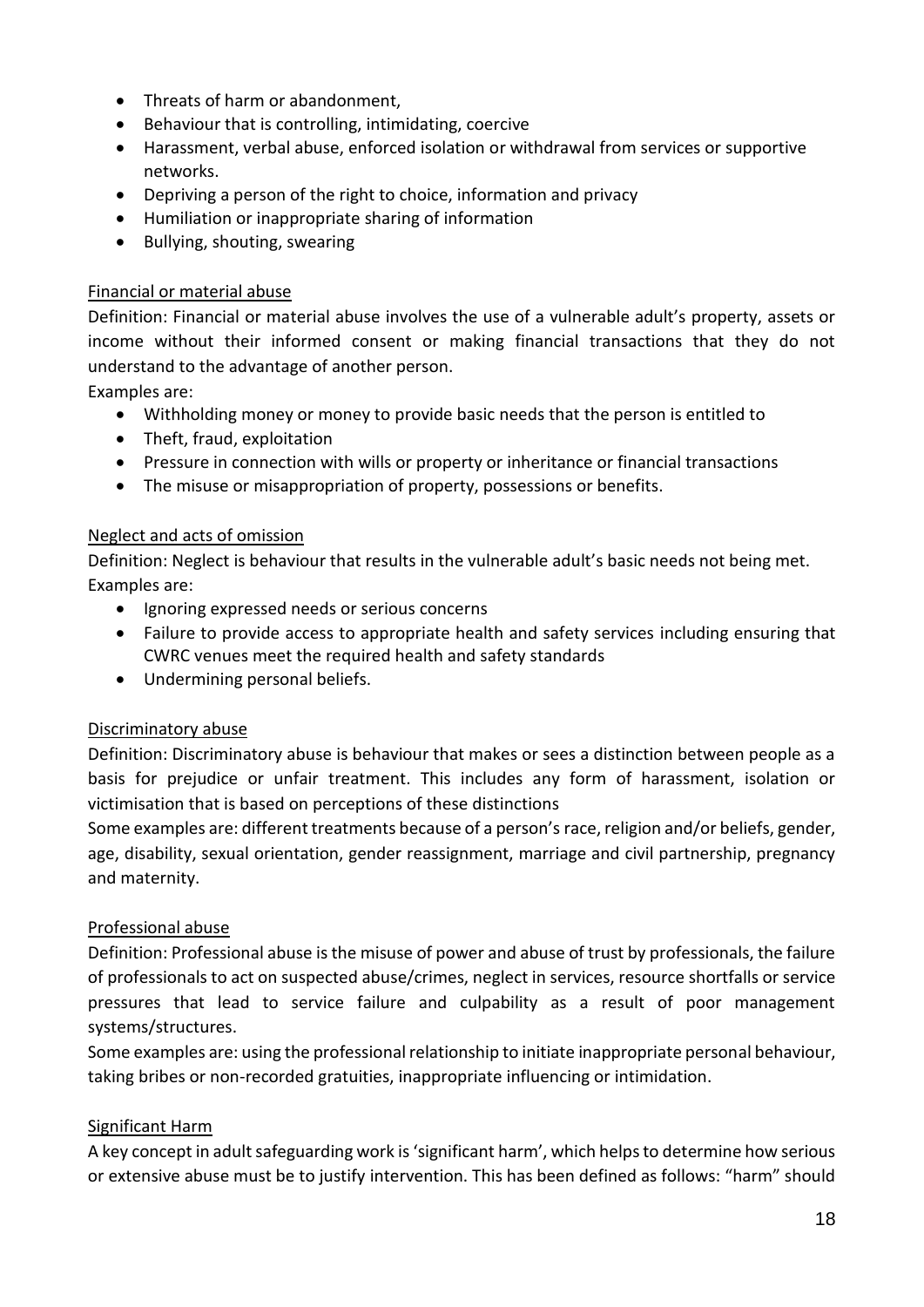- Threats of harm or abandonment,
- Behaviour that is controlling, intimidating, coercive
- Harassment, verbal abuse, enforced isolation or withdrawal from services or supportive networks.
- Depriving a person of the right to choice, information and privacy
- Humiliation or inappropriate sharing of information
- Bullying, shouting, swearing

Financial or material abuse

Definition: Financial or material abuse involves the use of a vulnerable adult's property, assets or income without their informed consent or making financial transactions that they do not understand to the advantage of another person.

Examples are:

- Withholding money or money to provide basic needs that the person is entitled to
- Theft, fraud, exploitation
- Pressure in connection with wills or property or inheritance or financial transactions
- The misuse or misappropriation of property, possessions or benefits.

Neglect and acts of omission

Definition: Neglect is behaviour that results in the vulnerable adult's basic needs not being met.

Examples are:

- Ignoring expressed needs or serious concerns
- Failure to provide access to appropriate health and safety services including ensuring that CWRC venues meet the required health and safety standards
- Undermining personal beliefs.

Discriminatory abuse

Definition: Discriminatory abuse is behaviour that makes or sees a distinction between people as a basis for prejudice or unfair treatment. This includes any form of harassment, isolation or victimisation that is based on perceptions of these distinctions

Some examples are: different treatments because of a person's race, religion and/or beliefs, gender, age, disability, sexual orientation, gender reassignment, marriage and civil partnership, pregnancy and maternity.

Professional abuse

Definition: Professional abuse is the misuse of power and abuse of trust by professionals, the failure of professionals to act on suspected abuse/crimes, neglect in services, resource shortfalls or service pressures that lead to service failure and culpability as a result of poor management systems/structures.

Some examples are: using the professional relationship to initiate inappropriate personal behaviour, taking bribes or non-recorded gratuities, inappropriate influencing or intimidation.

Significant Harm

A key concept in adult safeguarding work is 'significant harm', which helps to determine how serious or extensive abuse must be to justify intervention. This has been defined as follows: "harm" should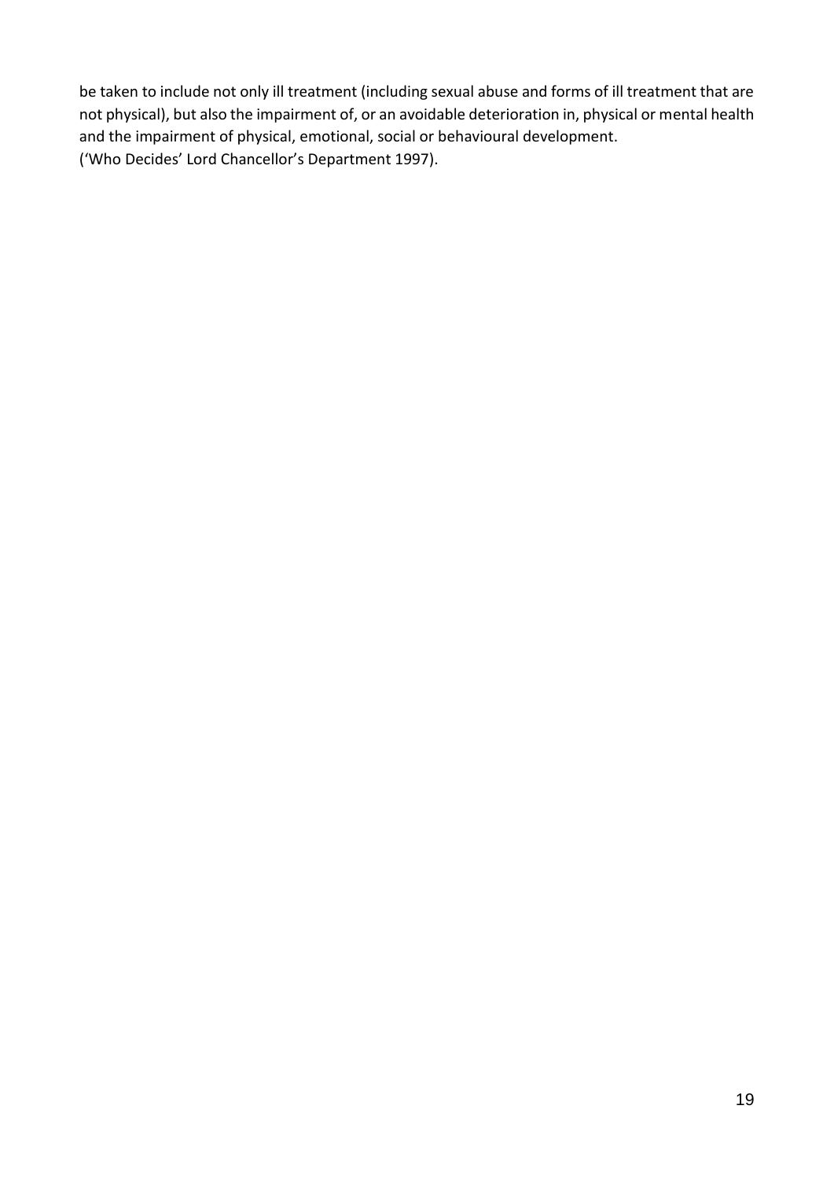be taken to include not only ill treatment (including sexual abuse and forms of ill treatment that are not physical), but also the impairment of, or an avoidable deterioration in, physical or mental health and the impairment of physical, emotional, social or behavioural development.
('Who Decides' Lord Chancellor's Department 1997).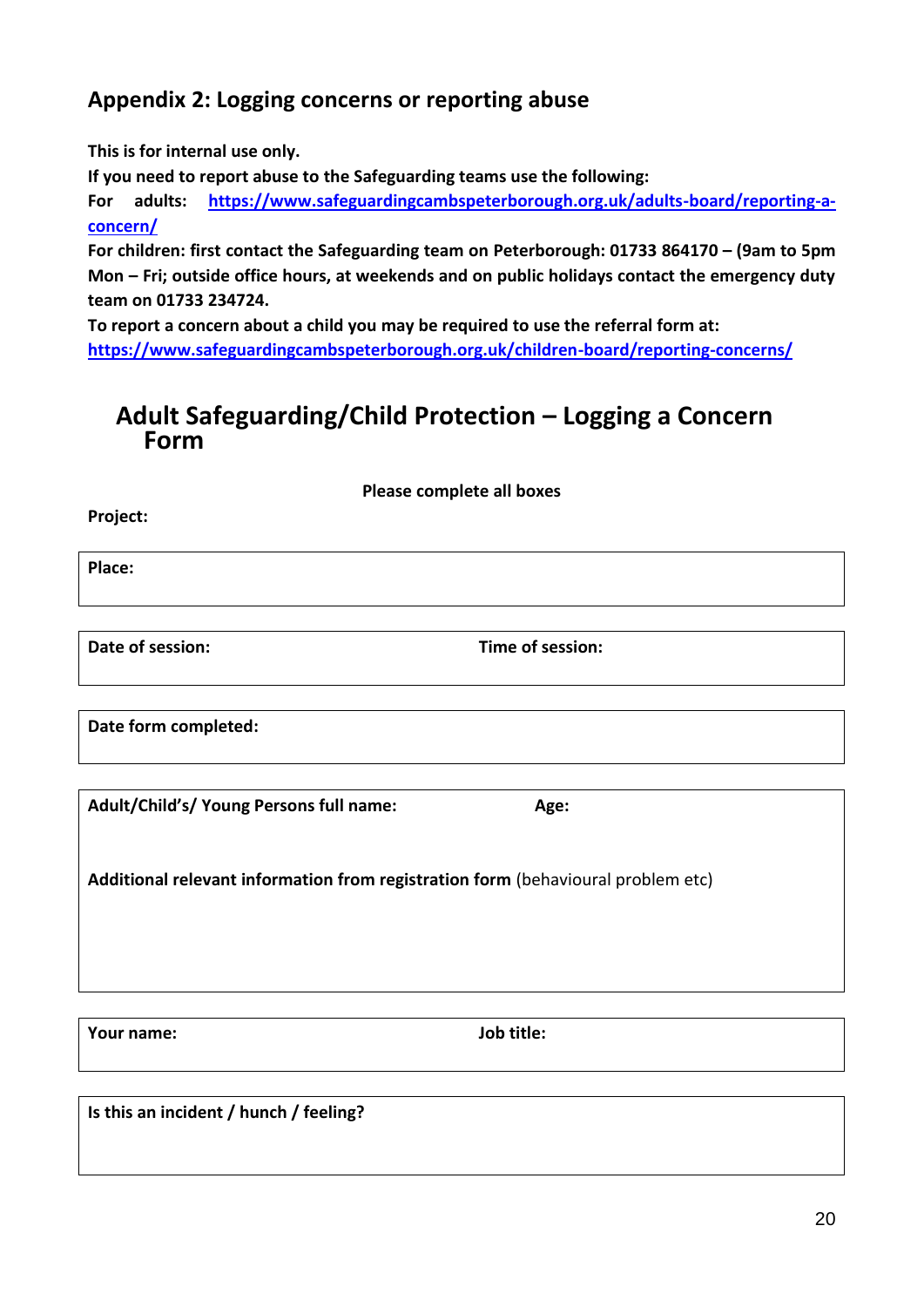## Appendix 2: Logging concerns or reporting abuse

**This is for internal use only.**

**If you need to report abuse to the Safeguarding teams use the following:**

**For adults: [https://www.safeguardingcambspeterborough.org.uk/adults-board/reporting-a-concern/](https://www.safeguardingcambspeterborough.org.uk/adults-board/reporting-a-concern/)**

**For children: first contact the Safeguarding team on Peterborough: 01733 864170 – (9am to 5pm Mon – Fri; outside office hours, at weekends and on public holidays contact the emergency duty team on 01733 234724.**

**To report a concern about a child you may be required to use the referral form at: [https://www.safeguardingcambspeterborough.org.uk/children-board/reporting-concerns/](https://www.safeguardingcambspeterborough.org.uk/children-board/reporting-concerns/)**

## Adult Safeguarding/Child Protection – Logging a Concern Form

**Please complete all boxes**

**Project:**

| **Place:** | |
|---|---|

| **Date of session:** | **Time of session:** |
|---|---|

| **Date form completed:** | |
|---|---|

| **Adult/Child's/ Young Persons full name:** | **Age:** |
|---|---|
| **Additional relevant information from registration form** (behavioural problem etc) | |

| **Your name:** | **Job title:** |
|---|---|

| **Is this an incident / hunch / feeling?** | |
|---|---|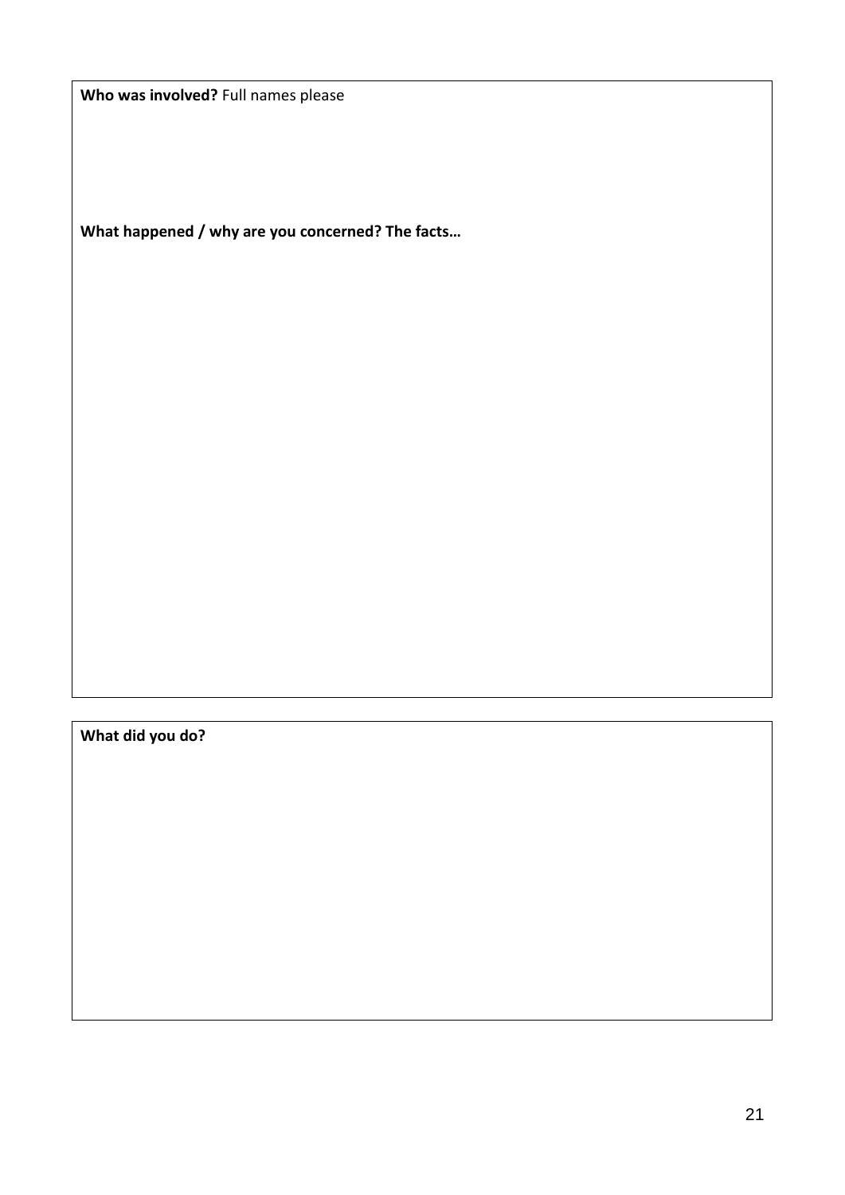**Who was involved?** Full names please

**What happened / why are you concerned? The facts…**

**What did you do?**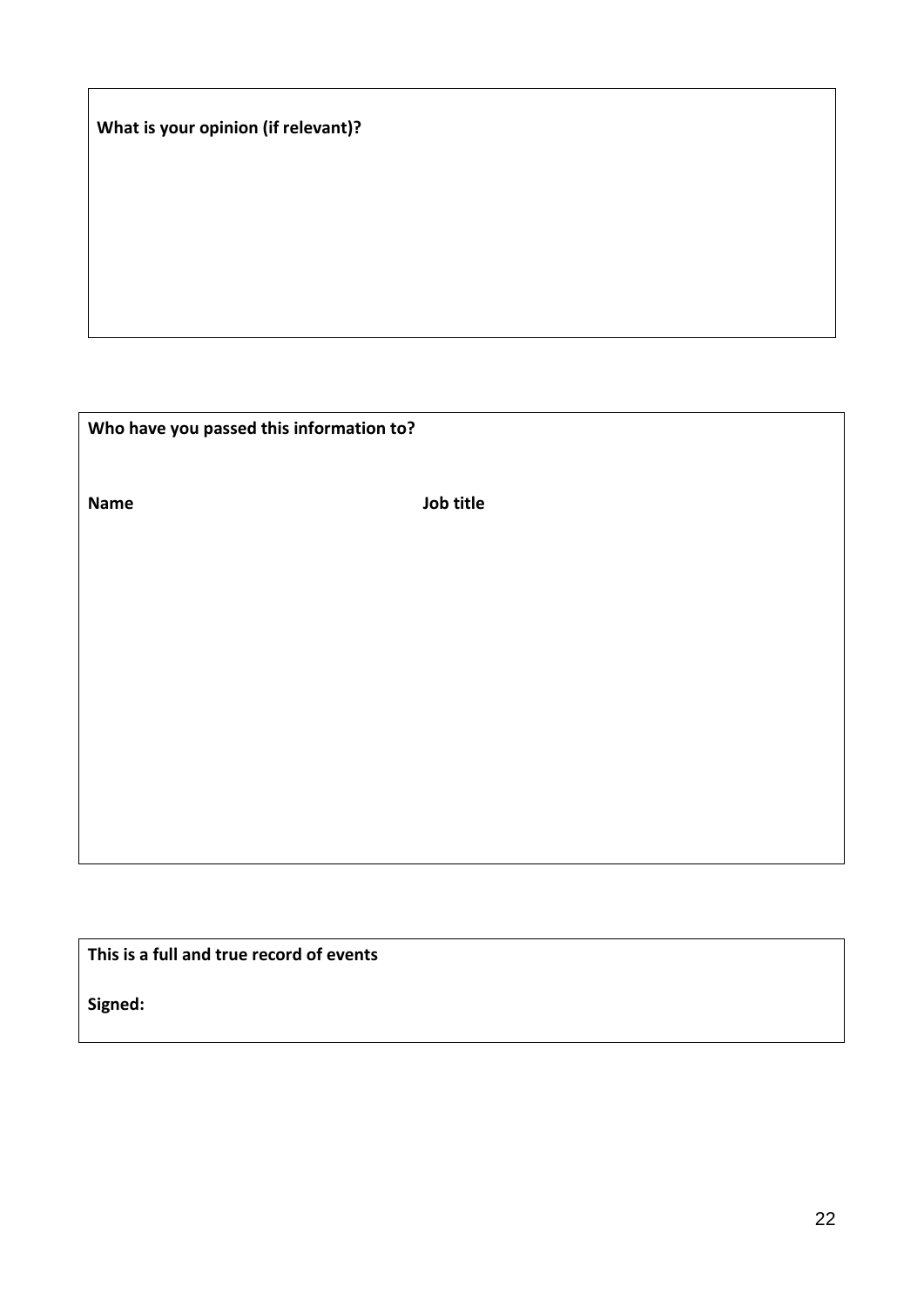**What is your opinion (if relevant)?**

**Who have you passed this information to?**

| Name | Job title |
|---|---|
| | |

**This is a full and true record of events**

**Signed:**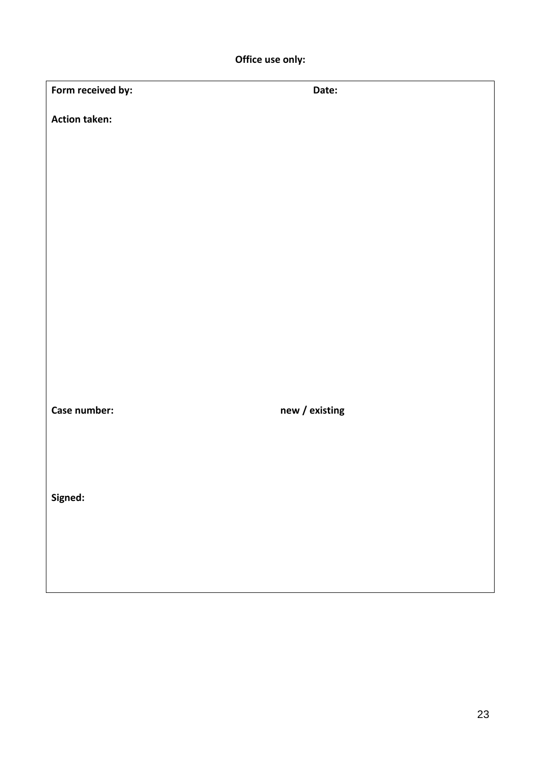**Office use only:**

**Form received by:** **Date:**

**Action taken:**

**Case number:** **new / existing**

**Signed:**